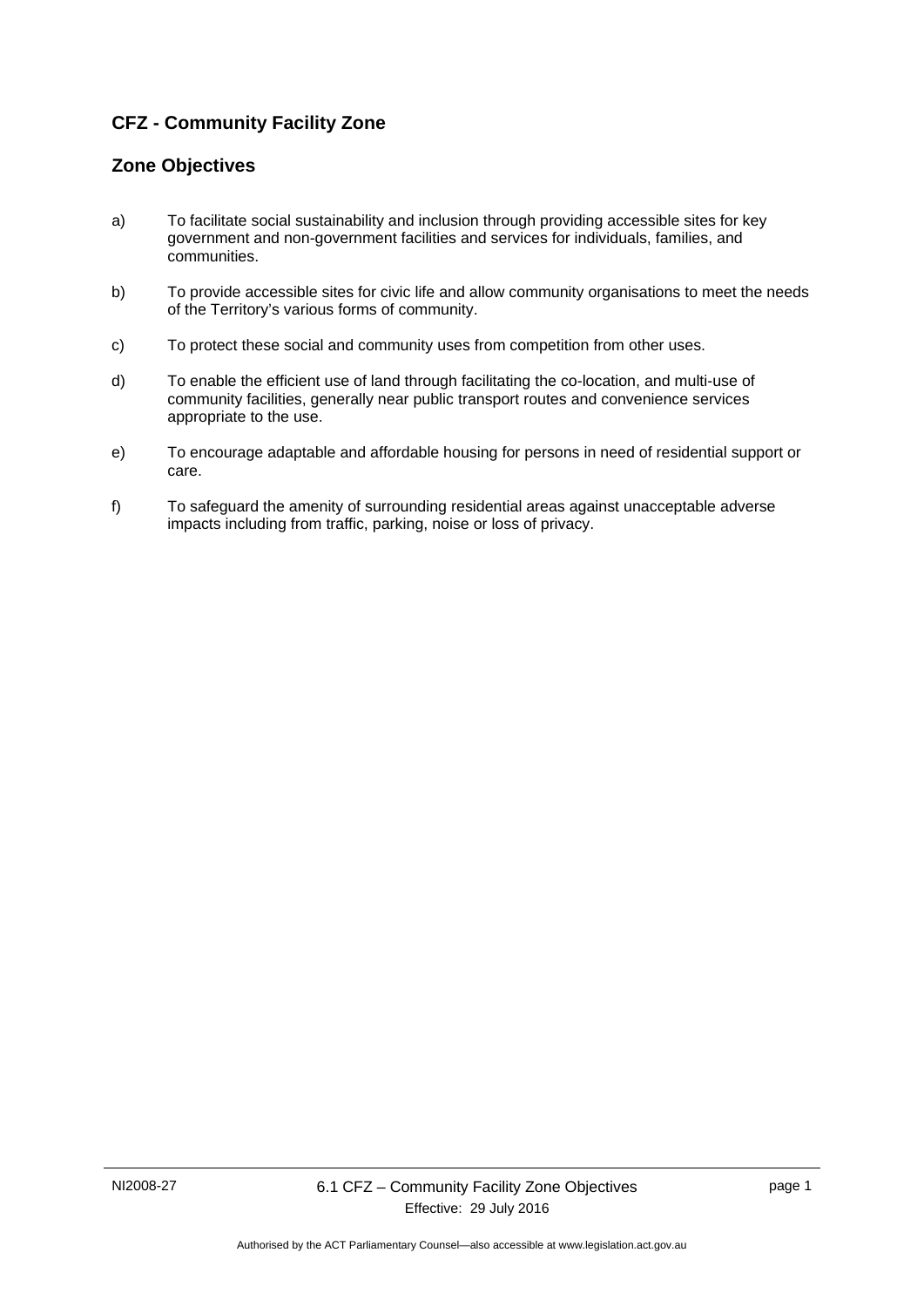## CFZ - Community Facility Zone

## Zone Objectives

a) To facilitate social sustainability and inclusion through providing accessible sites for key government and non-government facilities and services for individuals, families, and communities.

b) To provide accessible sites for civic life and allow community organisations to meet the needs of the Territory's various forms of community.

c) To protect these social and community uses from competition from other uses.

d) To enable the efficient use of land through facilitating the co-location, and multi-use of community facilities, generally near public transport routes and convenience services appropriate to the use.

e) To encourage adaptable and affordable housing for persons in need of residential support or care.

f) To safeguard the amenity of surrounding residential areas against unacceptable adverse impacts including from traffic, parking, noise or loss of privacy.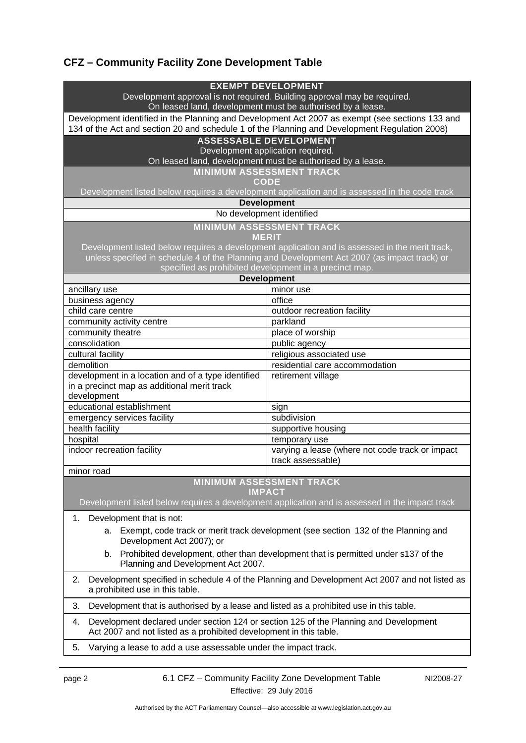## CFZ – Community Facility Zone Development Table

| **EXEMPT DEVELOPMENT** Development approval is not required. Building approval may be required. On leased land, development must be authorised by a lease. | |
|---|---|
| Development identified in the Planning and Development Act 2007 as exempt (see sections 133 and 134 of the Act and section 20 and schedule 1 of the Planning and Development Regulation 2008) | |
| **ASSESSABLE DEVELOPMENT** Development application required. On leased land, development must be authorised by a lease. | |
| **MINIMUM ASSESSMENT TRACK CODE** Development listed below requires a development application and is assessed in the code track | |
| **Development** | |
| No development identified | |
| **MINIMUM ASSESSMENT TRACK MERIT** Development listed below requires a development application and is assessed in the merit track, unless specified in schedule 4 of the Planning and Development Act 2007 (as impact track) or specified as prohibited development in a precinct map. | |
| **Development** | |
| ancillary use | minor use |
| business agency | office |
| child care centre | outdoor recreation facility |
| community activity centre | parkland |
| community theatre | place of worship |
| consolidation | public agency |
| cultural facility | religious associated use |
| demolition | residential care accommodation |
| development in a location and of a type identified in a precinct map as additional merit track development | retirement village |
| educational establishment | sign |
| emergency services facility | subdivision |
| health facility | supportive housing |
| hospital | temporary use |
| indoor recreation facility | varying a lease (where not code track or impact track assessable) |
| minor road | |
| **MINIMUM ASSESSMENT TRACK IMPACT** Development listed below requires a development application and is assessed in the impact track | |

1. Development that is not:
   a. Exempt, code track or merit track development (see section 132 of the Planning and Development Act 2007); or
   b. Prohibited development, other than development that is permitted under s137 of the Planning and Development Act 2007.
2. Development specified in schedule 4 of the Planning and Development Act 2007 and not listed as a prohibited use in this table.
3. Development that is authorised by a lease and listed as a prohibited use in this table.
4. Development declared under section 124 or section 125 of the Planning and Development Act 2007 and not listed as a prohibited development in this table.
5. Varying a lease to add a use assessable under the impact track.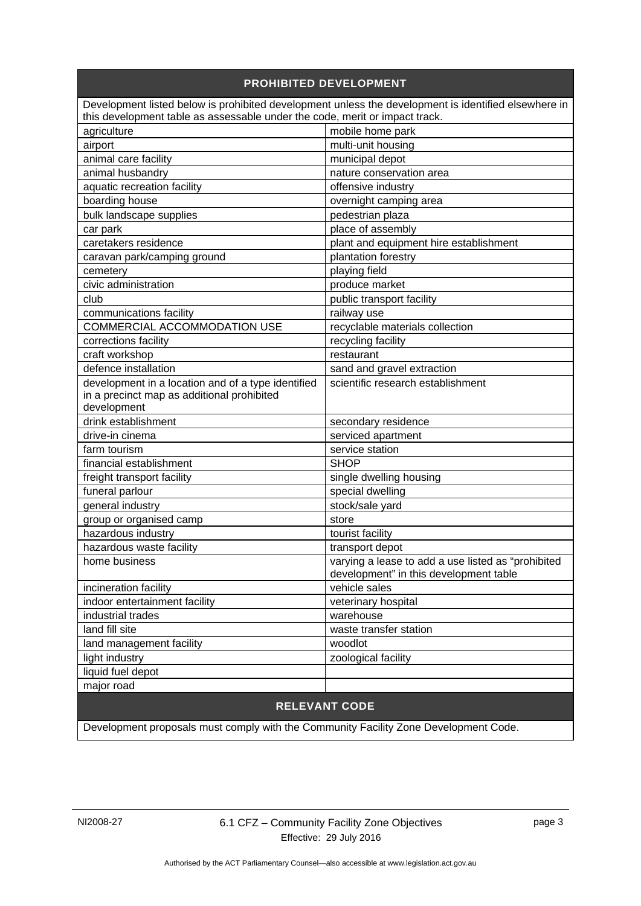## PROHIBITED DEVELOPMENT

Development listed below is prohibited development unless the development is identified elsewhere in this development table as assessable under the code, merit or impact track.

| | |
|---|---|
| agriculture | mobile home park |
| airport | multi-unit housing |
| animal care facility | municipal depot |
| animal husbandry | nature conservation area |
| aquatic recreation facility | offensive industry |
| boarding house | overnight camping area |
| bulk landscape supplies | pedestrian plaza |
| car park | place of assembly |
| caretakers residence | plant and equipment hire establishment |
| caravan park/camping ground | plantation forestry |
| cemetery | playing field |
| civic administration | produce market |
| club | public transport facility |
| communications facility | railway use |
| COMMERCIAL ACCOMMODATION USE | recyclable materials collection |
| corrections facility | recycling facility |
| craft workshop | restaurant |
| defence installation | sand and gravel extraction |
| development in a location and of a type identified in a precinct map as additional prohibited development | scientific research establishment |
| drink establishment | secondary residence |
| drive-in cinema | serviced apartment |
| farm tourism | service station |
| financial establishment | SHOP |
| freight transport facility | single dwelling housing |
| funeral parlour | special dwelling |
| general industry | stock/sale yard |
| group or organised camp | store |
| hazardous industry | tourist facility |
| hazardous waste facility | transport depot |
| home business | varying a lease to add a use listed as "prohibited development" in this development table |
| incineration facility | vehicle sales |
| indoor entertainment facility | veterinary hospital |
| industrial trades | warehouse |
| land fill site | waste transfer station |
| land management facility | woodlot |
| light industry | zoological facility |
| liquid fuel depot | |
| major road | |

## RELEVANT CODE

Development proposals must comply with the Community Facility Zone Development Code.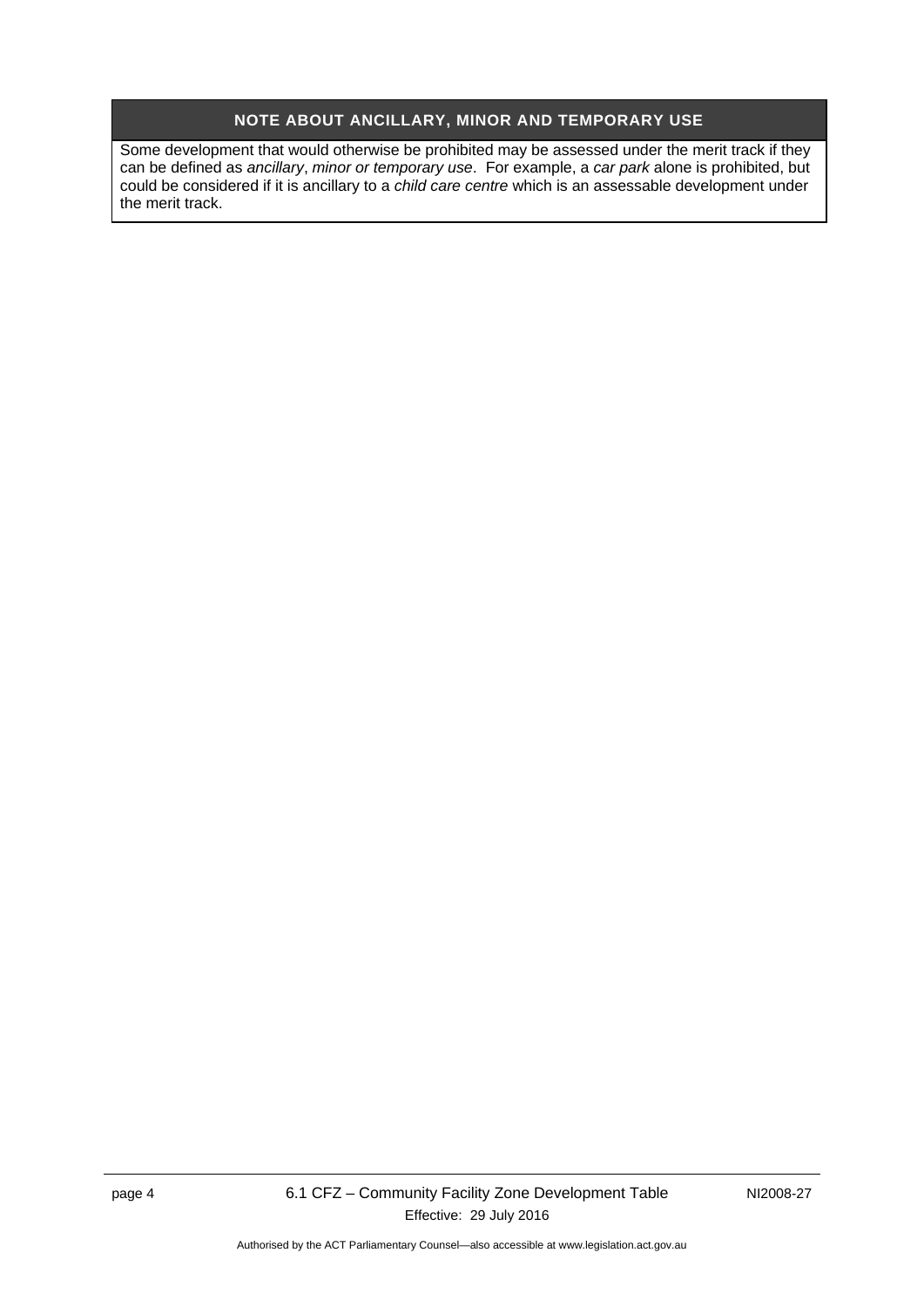**NOTE ABOUT ANCILLARY, MINOR AND TEMPORARY USE**

Some development that would otherwise be prohibited may be assessed under the merit track if they can be defined as *ancillary*, *minor or temporary use*. For example, a *car park* alone is prohibited, but could be considered if it is ancillary to a *child care centre* which is an assessable development under the merit track.